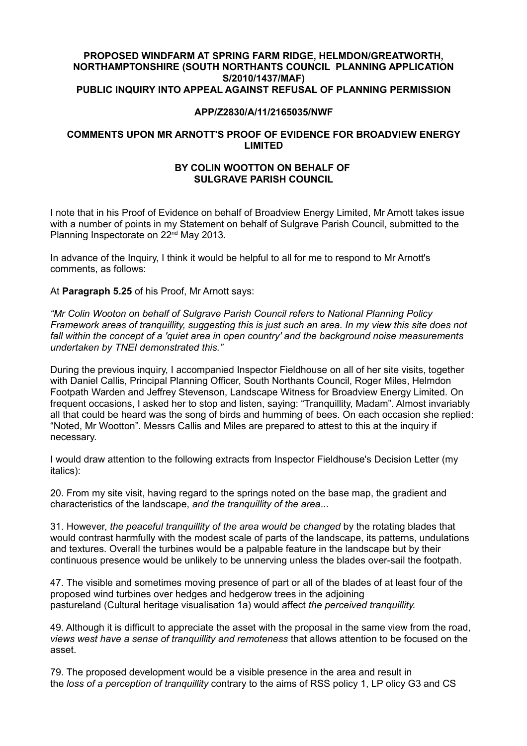**PROPOSED WINDFARM AT SPRING FARM RIDGE, HELMDON/GREATWORTH, NORTHAMPTONSHIRE (SOUTH NORTHANTS COUNCIL PLANNING APPLICATION S/2010/1437/MAF)**
**PUBLIC INQUIRY INTO APPEAL AGAINST REFUSAL OF PLANNING PERMISSION**

**APP/Z2830/A/11/2165035/NWF**

**COMMENTS UPON MR ARNOTT'S PROOF OF EVIDENCE FOR BROADVIEW ENERGY LIMITED**

**BY COLIN WOOTTON ON BEHALF OF SULGRAVE PARISH COUNCIL**

I note that in his Proof of Evidence on behalf of Broadview Energy Limited, Mr Arnott takes issue with a number of points in my Statement on behalf of Sulgrave Parish Council, submitted to the Planning Inspectorate on 22nd May 2013.

In advance of the Inquiry, I think it would be helpful to all for me to respond to Mr Arnott's comments, as follows:

At **Paragraph 5.25** of his Proof, Mr Arnott says:

*"Mr Colin Wooton on behalf of Sulgrave Parish Council refers to National Planning Policy Framework areas of tranquillity, suggesting this is just such an area. In my view this site does not fall within the concept of a 'quiet area in open country' and the background noise measurements undertaken by TNEI demonstrated this."*

During the previous inquiry, I accompanied Inspector Fieldhouse on all of her site visits, together with Daniel Callis, Principal Planning Officer, South Northants Council, Roger Miles, Helmdon Footpath Warden and Jeffrey Stevenson, Landscape Witness for Broadview Energy Limited. On frequent occasions, I asked her to stop and listen, saying: "Tranquillity, Madam". Almost invariably all that could be heard was the song of birds and humming of bees. On each occasion she replied: "Noted, Mr Wootton". Messrs Callis and Miles are prepared to attest to this at the inquiry if necessary.

I would draw attention to the following extracts from Inspector Fieldhouse's Decision Letter (my italics):

20. From my site visit, having regard to the springs noted on the base map, the gradient and characteristics of the landscape, *and the tranquillity of the area*...

31. However, *the peaceful tranquillity of the area would be changed* by the rotating blades that would contrast harmfully with the modest scale of parts of the landscape, its patterns, undulations and textures. Overall the turbines would be a palpable feature in the landscape but by their continuous presence would be unlikely to be unnerving unless the blades over-sail the footpath.

47. The visible and sometimes moving presence of part or all of the blades of at least four of the proposed wind turbines over hedges and hedgerow trees in the adjoining pastureland (Cultural heritage visualisation 1a) would affect *the perceived tranquillity.*

49. Although it is difficult to appreciate the asset with the proposal in the same view from the road, *views west have a sense of tranquillity and remoteness* that allows attention to be focused on the asset.

79. The proposed development would be a visible presence in the area and result in the *loss of a perception of tranquillity* contrary to the aims of RSS policy 1, LP olicy G3 and CS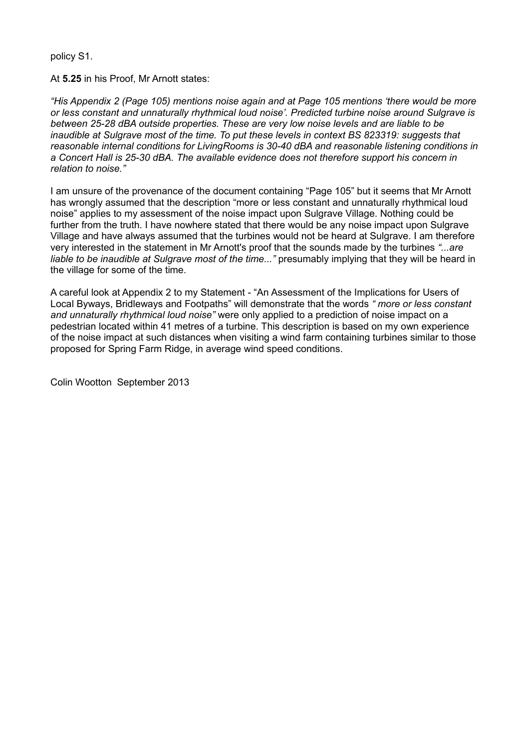policy S1.

At **5.25** in his Proof, Mr Arnott states:

*"His Appendix 2 (Page 105) mentions noise again and at Page 105 mentions 'there would be more or less constant and unnaturally rhythmical loud noise'. Predicted turbine noise around Sulgrave is between 25-28 dBA outside properties. These are very low noise levels and are liable to be inaudible at Sulgrave most of the time. To put these levels in context BS 823319: suggests that reasonable internal conditions for LivingRooms is 30-40 dBA and reasonable listening conditions in a Concert Hall is 25-30 dBA. The available evidence does not therefore support his concern in relation to noise."*

I am unsure of the provenance of the document containing "Page 105" but it seems that Mr Arnott has wrongly assumed that the description "more or less constant and unnaturally rhythmical loud noise" applies to my assessment of the noise impact upon Sulgrave Village. Nothing could be further from the truth. I have nowhere stated that there would be any noise impact upon Sulgrave Village and have always assumed that the turbines would not be heard at Sulgrave. I am therefore very interested in the statement in Mr Arnott's proof that the sounds made by the turbines *"...are liable to be inaudible at Sulgrave most of the time..."* presumably implying that they will be heard in the village for some of the time.

A careful look at Appendix 2 to my Statement - "An Assessment of the Implications for Users of Local Byways, Bridleways and Footpaths" will demonstrate that the words *" more or less constant and unnaturally rhythmical loud noise"* were only applied to a prediction of noise impact on a pedestrian located within 41 metres of a turbine. This description is based on my own experience of the noise impact at such distances when visiting a wind farm containing turbines similar to those proposed for Spring Farm Ridge, in average wind speed conditions.

Colin Wootton September 2013